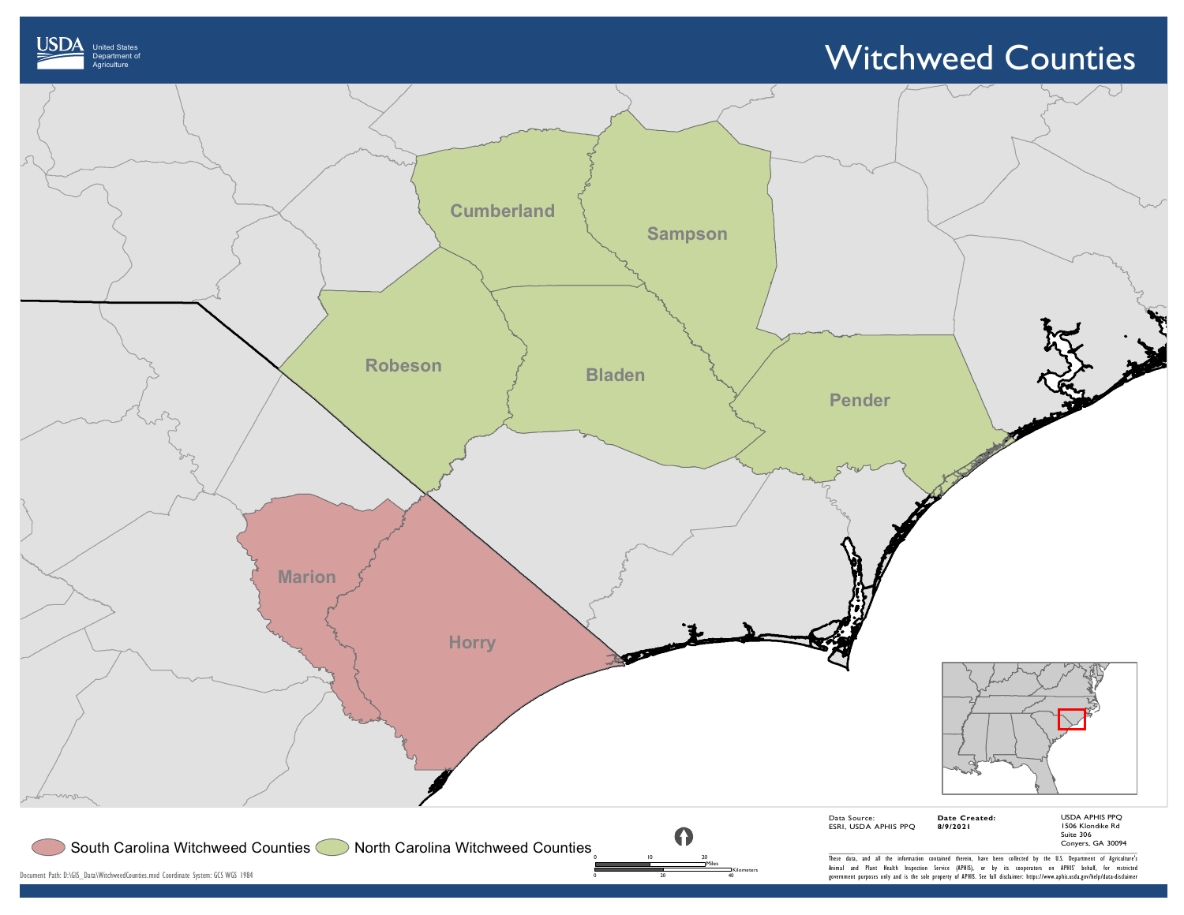USDA United States Department of Agriculture

# Witchweed Counties

Cumberland

Sampson

Robeson

Bladen

Pender

Marion

Horry

South Carolina Witchweed Counties

North Carolina Witchweed Counties

0 10 20 Miles

0 20 40 Kilometers

Data Source:
ESRI, USDA APHIS PPQ

**Date Created:**
**8/9/2021**

USDA APHIS PPQ
1506 Klondike Rd
Suite 306
Conyers, GA 30094

These data, and all the information contained therein, have been collected by the U.S. Department of Agriculture's Animal and Plant Health Inspection Service (APHIS), or by its cooperators on APHIS' behalf, for restricted government purposes only and is the sole property of APHIS. See full disclaimer: https://www.aphis.usda.gov/help/data-disclaimer

Document Path: D:\GIS_Data\WitchweedCounties.mxd Coordinate System: GCS WGS 1984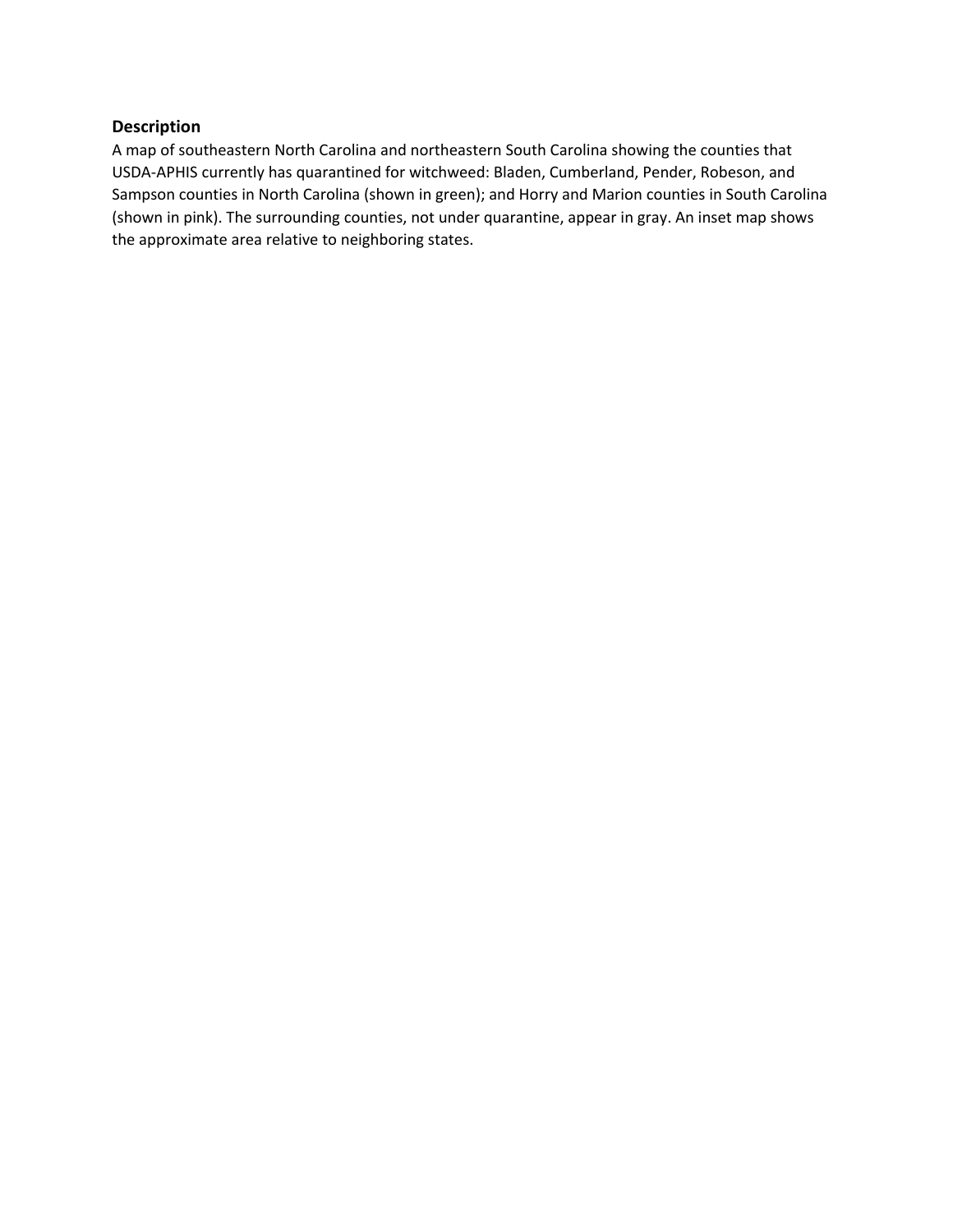### Description

A map of southeastern North Carolina and northeastern South Carolina showing the counties that USDA-APHIS currently has quarantined for witchweed: Bladen, Cumberland, Pender, Robeson, and Sampson counties in North Carolina (shown in green); and Horry and Marion counties in South Carolina (shown in pink). The surrounding counties, not under quarantine, appear in gray. An inset map shows the approximate area relative to neighboring states.